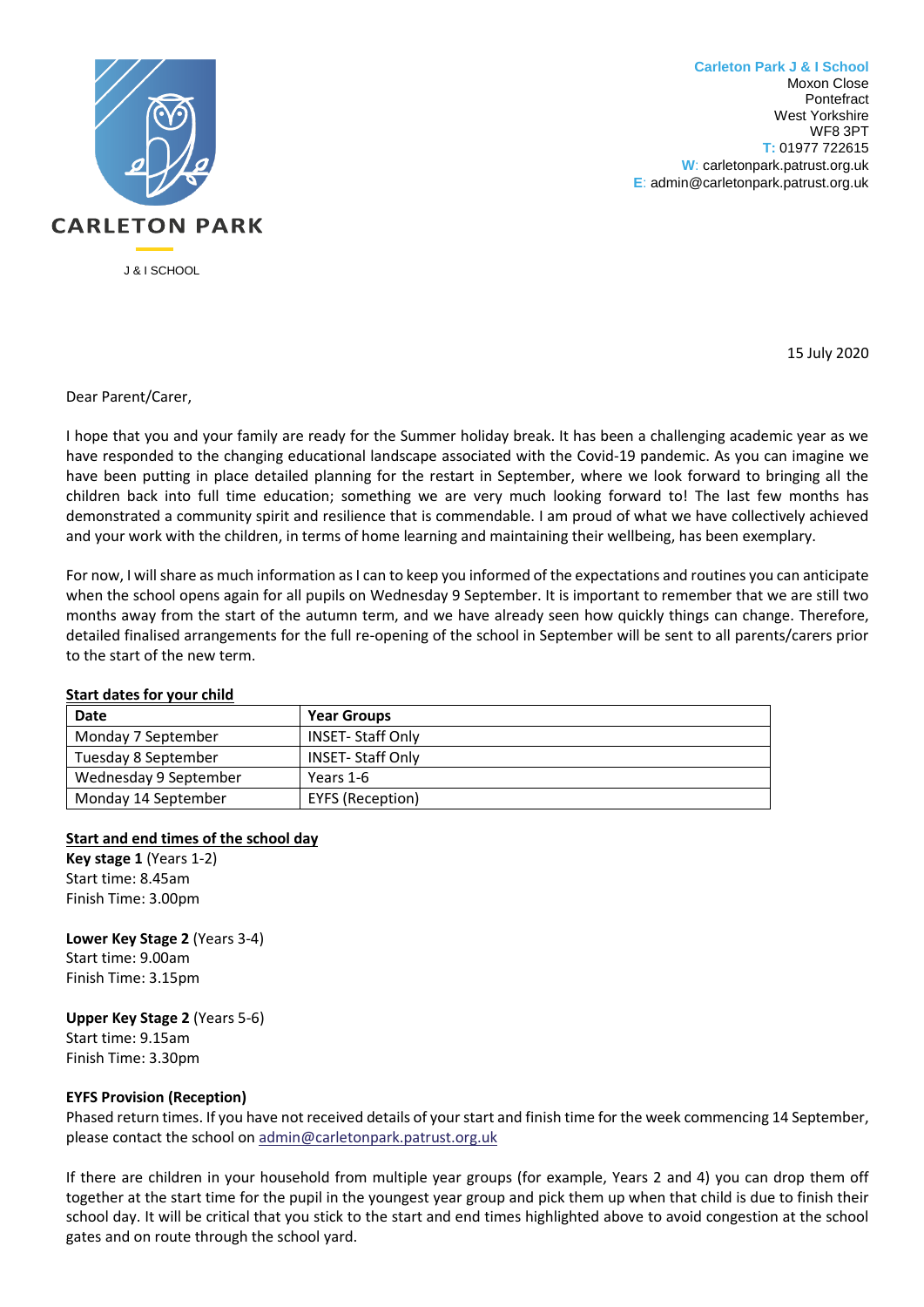CARLETON PARK

J & I SCHOOL

**Carleton Park J & I School**
Moxon Close
Pontefract
West Yorkshire
WF8 3PT
T: 01977 722615
W: carletonpark.patrust.org.uk
E: admin@carletonpark.patrust.org.uk

15 July 2020

Dear Parent/Carer,

I hope that you and your family are ready for the Summer holiday break. It has been a challenging academic year as we have responded to the changing educational landscape associated with the Covid-19 pandemic. As you can imagine we have been putting in place detailed planning for the restart in September, where we look forward to bringing all the children back into full time education; something we are very much looking forward to! The last few months has demonstrated a community spirit and resilience that is commendable. I am proud of what we have collectively achieved and your work with the children, in terms of home learning and maintaining their wellbeing, has been exemplary.

For now, I will share as much information as I can to keep you informed of the expectations and routines you can anticipate when the school opens again for all pupils on Wednesday 9 September. It is important to remember that we are still two months away from the start of the autumn term, and we have already seen how quickly things can change. Therefore, detailed finalised arrangements for the full re-opening of the school in September will be sent to all parents/carers prior to the start of the new term.

**Start dates for your child**

| Date | Year Groups |
|---|---|
| Monday 7 September | INSET- Staff Only |
| Tuesday 8 September | INSET- Staff Only |
| Wednesday 9 September | Years 1-6 |
| Monday 14 September | EYFS (Reception) |

**Start and end times of the school day**

**Key stage 1** (Years 1-2)
Start time: 8.45am
Finish Time: 3.00pm

**Lower Key Stage 2** (Years 3-4)
Start time: 9.00am
Finish Time: 3.15pm

**Upper Key Stage 2** (Years 5-6)
Start time: 9.15am
Finish Time: 3.30pm

**EYFS Provision (Reception)**
Phased return times. If you have not received details of your start and finish time for the week commencing 14 September, please contact the school on admin@carletonpark.patrust.org.uk

If there are children in your household from multiple year groups (for example, Years 2 and 4) you can drop them off together at the start time for the pupil in the youngest year group and pick them up when that child is due to finish their school day. It will be critical that you stick to the start and end times highlighted above to avoid congestion at the school gates and on route through the school yard.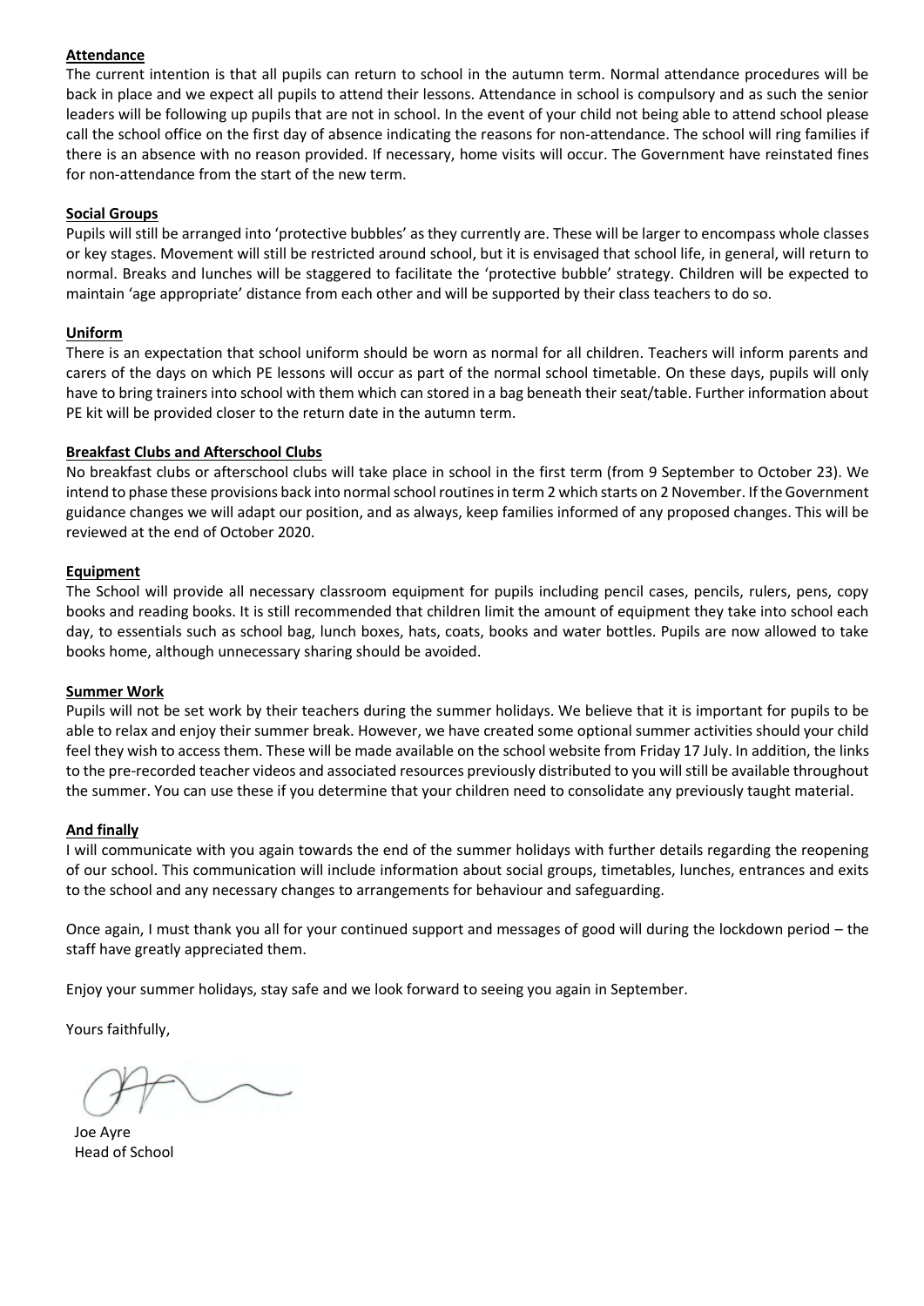**Attendance**

The current intention is that all pupils can return to school in the autumn term. Normal attendance procedures will be back in place and we expect all pupils to attend their lessons. Attendance in school is compulsory and as such the senior leaders will be following up pupils that are not in school. In the event of your child not being able to attend school please call the school office on the first day of absence indicating the reasons for non-attendance. The school will ring families if there is an absence with no reason provided. If necessary, home visits will occur. The Government have reinstated fines for non-attendance from the start of the new term.

**Social Groups**

Pupils will still be arranged into 'protective bubbles' as they currently are. These will be larger to encompass whole classes or key stages. Movement will still be restricted around school, but it is envisaged that school life, in general, will return to normal. Breaks and lunches will be staggered to facilitate the 'protective bubble' strategy. Children will be expected to maintain 'age appropriate' distance from each other and will be supported by their class teachers to do so.

**Uniform**

There is an expectation that school uniform should be worn as normal for all children. Teachers will inform parents and carers of the days on which PE lessons will occur as part of the normal school timetable. On these days, pupils will only have to bring trainers into school with them which can stored in a bag beneath their seat/table. Further information about PE kit will be provided closer to the return date in the autumn term.

**Breakfast Clubs and Afterschool Clubs**

No breakfast clubs or afterschool clubs will take place in school in the first term (from 9 September to October 23). We intend to phase these provisions back into normal school routines in term 2 which starts on 2 November. If the Government guidance changes we will adapt our position, and as always, keep families informed of any proposed changes. This will be reviewed at the end of October 2020.

**Equipment**

The School will provide all necessary classroom equipment for pupils including pencil cases, pencils, rulers, pens, copy books and reading books. It is still recommended that children limit the amount of equipment they take into school each day, to essentials such as school bag, lunch boxes, hats, coats, books and water bottles. Pupils are now allowed to take books home, although unnecessary sharing should be avoided.

**Summer Work**

Pupils will not be set work by their teachers during the summer holidays. We believe that it is important for pupils to be able to relax and enjoy their summer break. However, we have created some optional summer activities should your child feel they wish to access them. These will be made available on the school website from Friday 17 July. In addition, the links to the pre-recorded teacher videos and associated resources previously distributed to you will still be available throughout the summer. You can use these if you determine that your children need to consolidate any previously taught material.

**And finally**

I will communicate with you again towards the end of the summer holidays with further details regarding the reopening of our school. This communication will include information about social groups, timetables, lunches, entrances and exits to the school and any necessary changes to arrangements for behaviour and safeguarding.

Once again, I must thank you all for your continued support and messages of good will during the lockdown period – the staff have greatly appreciated them.

Enjoy your summer holidays, stay safe and we look forward to seeing you again in September.

Yours faithfully,

Joe Ayre
Head of School